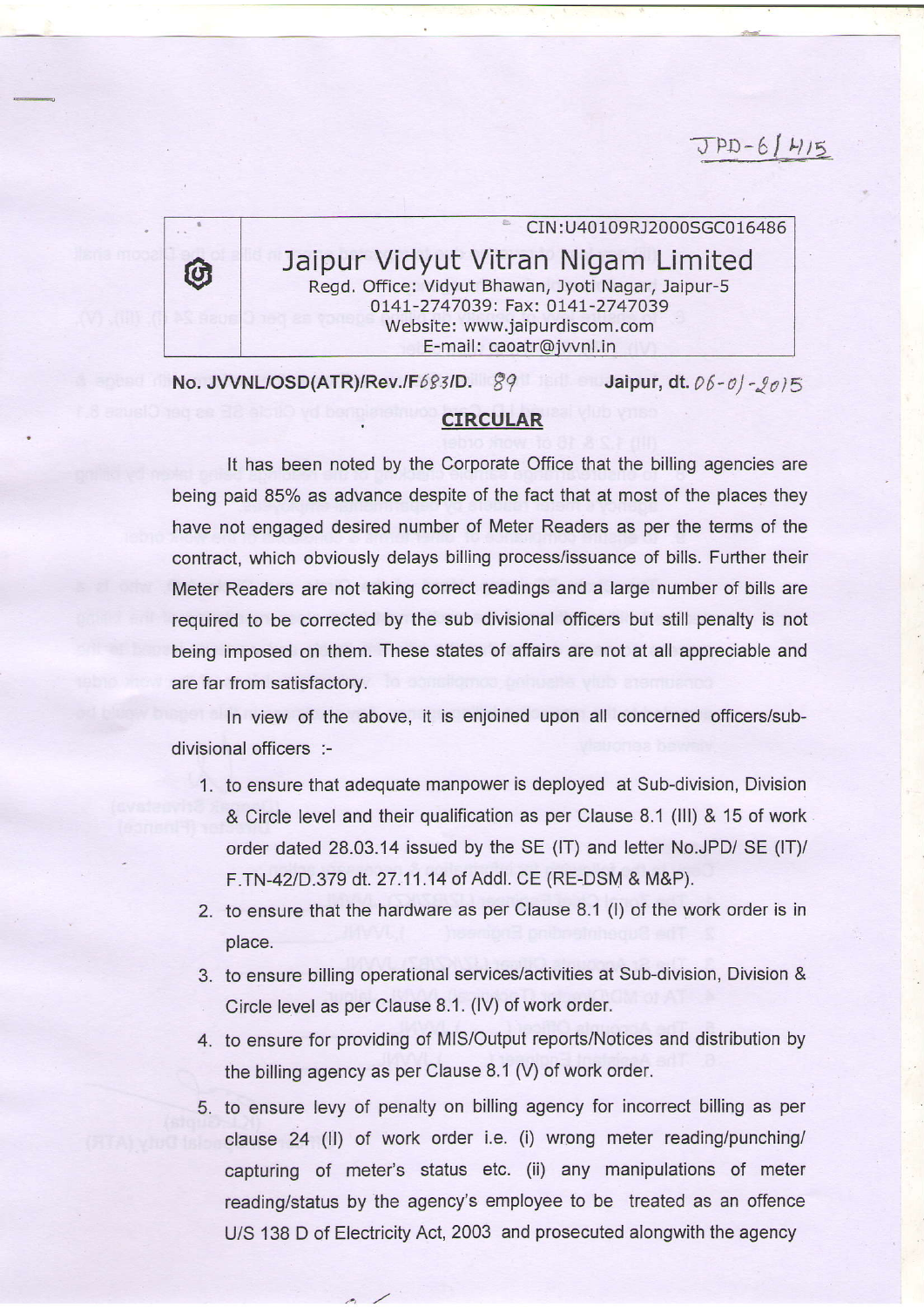JPD-6/415

CIN:U40109RJ2000SGC016486

**Jaipur Vidyut Vitran Nigam Limited**

Regd. Office: Vidyut Bhawan, Jyoti Nagar, Jaipur-5
0141-2747039: Fax: 0141-2747039
Website: www.jaipurdiscom.com
E-mail: caoatr@jvvnl.in

**No. JVVNL/OSD(ATR)/Rev./F683/D. 89** **Jaipur, dt. 06-01-2015**

## CIRCULAR

It has been noted by the Corporate Office that the billing agencies are being paid 85% as advance despite of the fact that at most of the places they have not engaged desired number of Meter Readers as per the terms of the contract, which obviously delays billing process/issuance of bills. Further their Meter Readers are not taking correct readings and a large number of bills are required to be corrected by the sub divisional officers but still penalty is not being imposed on them. These states of affairs are not at all appreciable and are far from satisfactory.

In view of the above, it is enjoined upon all concerned officers/sub-divisional officers :-

1. to ensure that adequate manpower is deployed at Sub-division, Division & Circle level and their qualification as per Clause 8.1 (III) & 15 of work order dated 28.03.14 issued by the SE (IT) and letter No.JPD/ SE (IT)/ F.TN-42/D.379 dt. 27.11.14 of Addl. CE (RE-DSM & M&P).
2. to ensure that the hardware as per Clause 8.1 (I) of the work order is in place.
3. to ensure billing operational services/activities at Sub-division, Division & Circle level as per Clause 8.1. (IV) of work order.
4. to ensure for providing of MIS/Output reports/Notices and distribution by the billing agency as per Clause 8.1 (V) of work order.
5. to ensure levy of penalty on billing agency for incorrect billing as per clause 24 (II) of work order i.e. (i) wrong meter reading/punching/ capturing of meter's status etc. (ii) any manipulations of meter reading/status by the agency's employee to be treated as an offence U/S 138 D of Electricity Act, 2003 and prosecuted alongwith the agency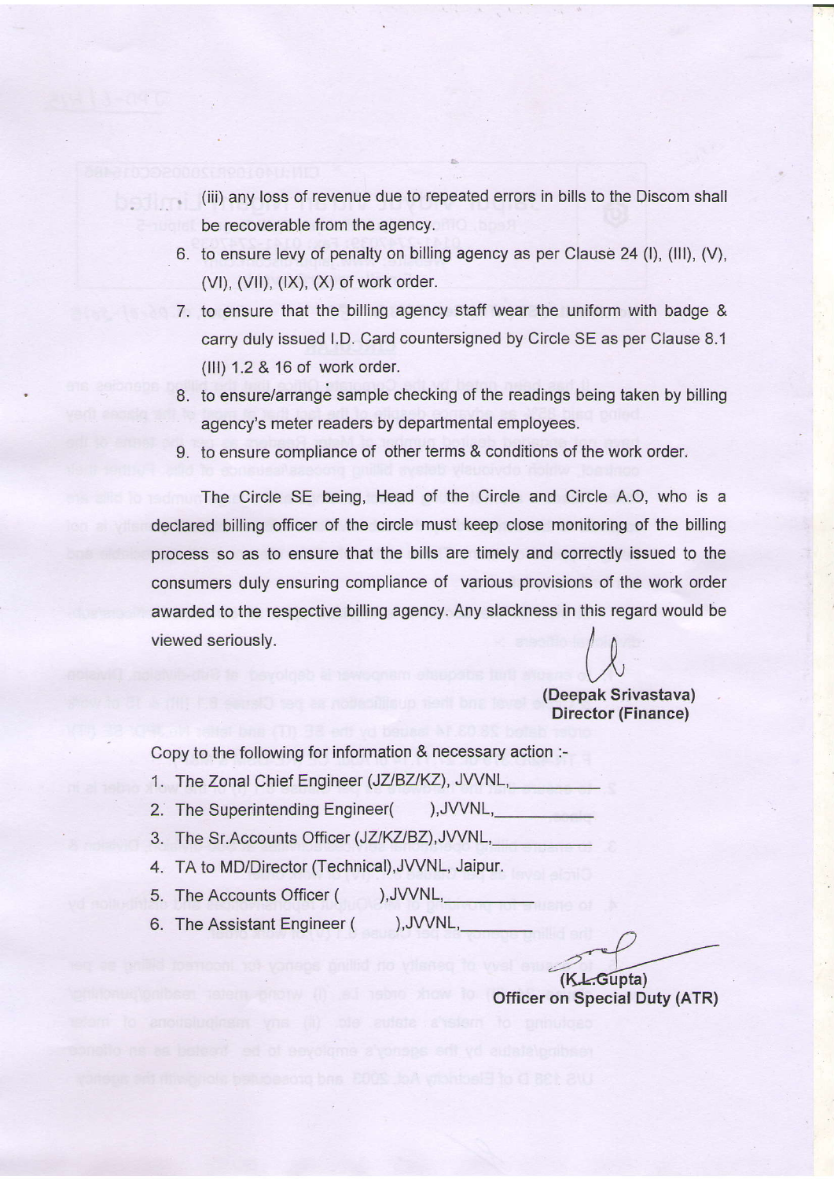(iii) any loss of revenue due to repeated errors in bills to the Discom shall be recoverable from the agency.

6. to ensure levy of penalty on billing agency as per Clause 24 (I), (III), (V), (VI), (VII), (IX), (X) of work order.
7. to ensure that the billing agency staff wear the uniform with badge & carry duly issued I.D. Card countersigned by Circle SE as per Clause 8.1 (III) 1.2 & 16 of work order.
8. to ensure/arrange sample checking of the readings being taken by billing agency's meter readers by departmental employees.
9. to ensure compliance of other terms & conditions of the work order.

The Circle SE being, Head of the Circle and Circle A.O, who is a declared billing officer of the circle must keep close monitoring of the billing process so as to ensure that the bills are timely and correctly issued to the consumers duly ensuring compliance of various provisions of the work order awarded to the respective billing agency. Any slackness in this regard would be viewed seriously.

(Deepak Srivastava)
Director (Finance)

Copy to the following for information & necessary action :-

1. The Zonal Chief Engineer (JZ/BZ/KZ), JVVNL,\_\_\_\_\_\_\_\_\_\_
2. The Superintending Engineer(        ),JVVNL,\_\_\_\_\_\_\_\_\_\_
3. The Sr.Accounts Officer (JZ/KZ/BZ),JVVNL,\_\_\_\_\_\_\_\_\_\_
4. TA to MD/Director (Technical),JVVNL, Jaipur.
5. The Accounts Officer (        ),JVVNL,\_\_\_\_\_\_\_\_\_\_
6. The Assistant Engineer (        ),JVVNL,\_\_\_\_\_\_\_\_\_\_

(K.L.Gupta)
Officer on Special Duty (ATR)